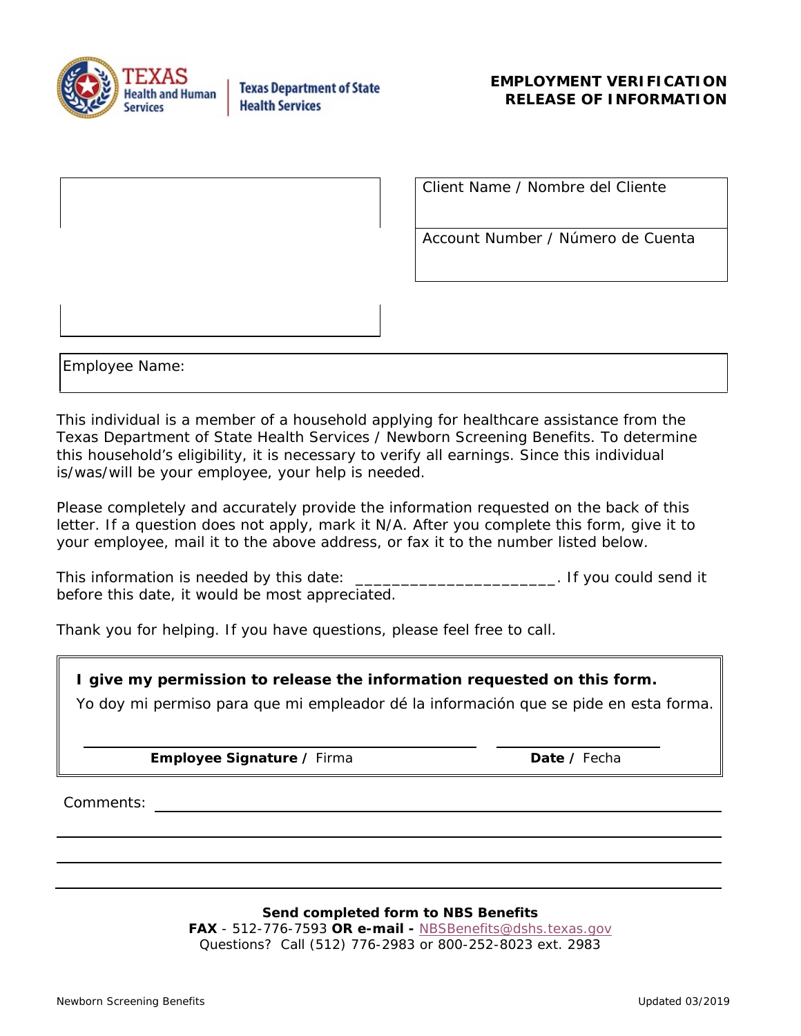Texas Health and Human Services | Texas Department of State Health Services

# EMPLOYMENT VERIFICATION RELEASE OF INFORMATION

| | |
|---|---|
| Client Name / Nombre del Cliente | |
| Account Number / Número de Cuenta | |

Employee Name:

This individual is a member of a household applying for healthcare assistance from the Texas Department of State Health Services / Newborn Screening Benefits. To determine this household's eligibility, it is necessary to verify all earnings. Since this individual is/was/will be your employee, your help is needed.

Please completely and accurately provide the information requested on the back of this letter. If a question does not apply, mark it N/A. After you complete this form, give it to your employee, mail it to the above address, or fax it to the number listed below.

This information is needed by this date: ______________________. If you could send it before this date, it would be most appreciated.

Thank you for helping. If you have questions, please feel free to call.

**I give my permission to release the information requested on this form.**

Yo doy mi permiso para que mi empleador dé la información que se pide en esta forma.

________________________________________ ____________________

**Employee Signature /** Firma **Date /** Fecha

Comments: ____________________________________________________________

______________________________________________________________________

______________________________________________________________________

______________________________________________________________________

**Send completed form to NBS Benefits**

**FAX** - 512-776-7593 **OR e-mail -** NBSBenefits@dshs.texas.gov

Questions? Call (512) 776-2983 or 800-252-8023 ext. 2983

Newborn Screening Benefits

Updated 03/2019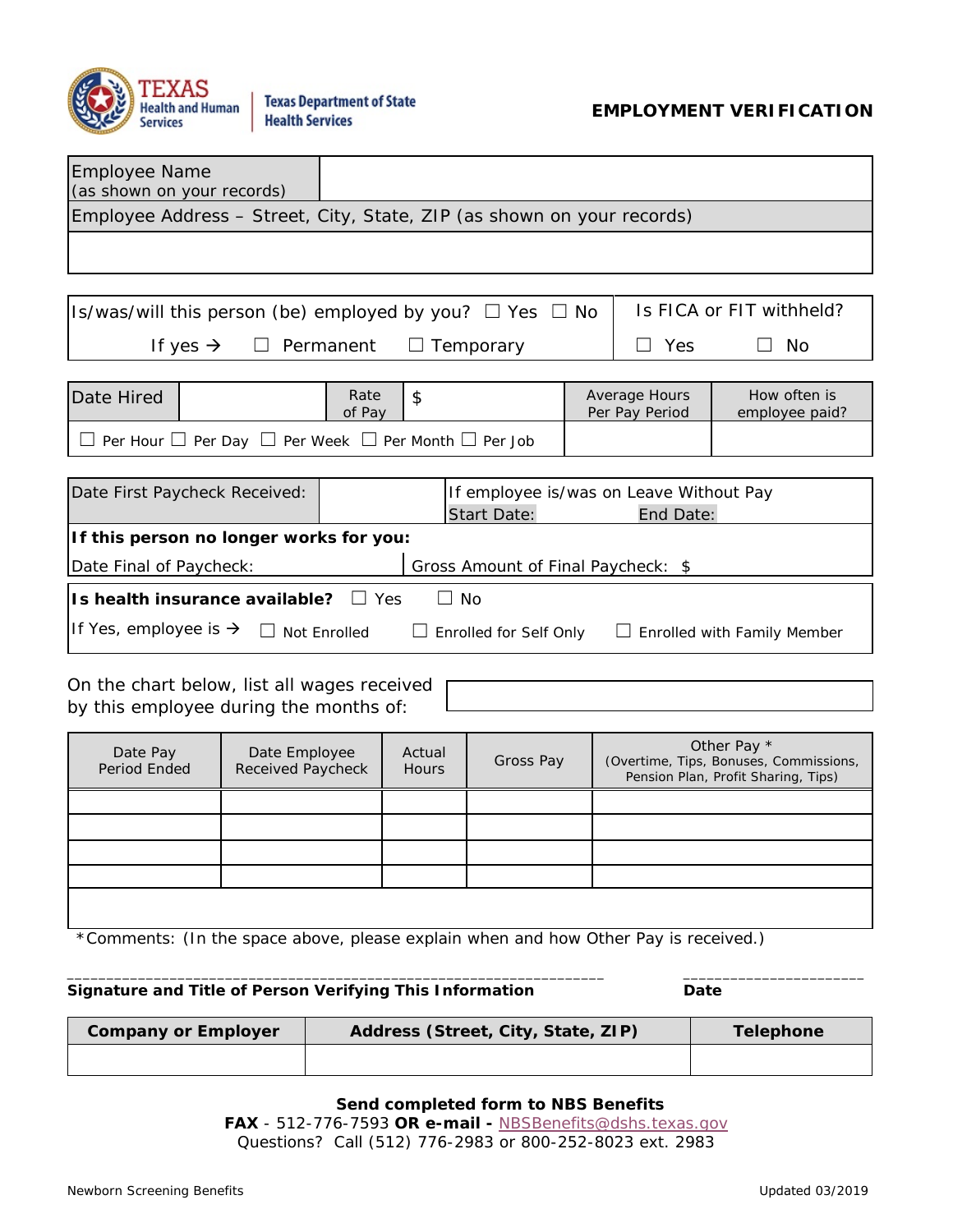Texas Health and Human Services | Texas Department of State Health Services

# EMPLOYMENT VERIFICATION

| | |
|---|---|
| Employee Name (as shown on your records) | |
| Employee Address – Street, City, State, ZIP (as shown on your records) | |
| | |

| | |
|---|---|
| Is/was/will this person (be) employed by you? ☐ Yes ☐ No | Is FICA or FIT withheld? |
| If yes → ☐ Permanent ☐ Temporary | ☐ Yes ☐ No |

| | | | | | |
|---|---|---|---|---|---|
| Date Hired | | Rate of Pay | $ | Average Hours Per Pay Period | How often is employee paid? |
| ☐ Per Hour ☐ Per Day ☐ Per Week ☐ Per Month ☐ Per Job | | | | | |

| | | |
|---|---|---|
| Date First Paycheck Received: | | If employee is/was on Leave Without Pay<br>Start Date: End Date: |

**If this person no longer works for you:**

Date Final of Paycheck: | Gross Amount of Final Paycheck: $

**Is health insurance available?** ☐ Yes ☐ No

If Yes, employee is → ☐ Not Enrolled ☐ Enrolled for Self Only ☐ Enrolled with Family Member

On the chart below, list all wages received by this employee during the months of:

| Date Pay Period Ended | Date Employee Received Paycheck | Actual Hours | Gross Pay | Other Pay * (Overtime, Tips, Bonuses, Commissions, Pension Plan, Profit Sharing, Tips) |
|---|---|---|---|---|
| | | | | |
| | | | | |
| | | | | |
| | | | | |
| | | | | |

*Comments: (In the space above, please explain when and how Other Pay is received.)

_______________________________________________ ____________________

**Signature and Title of Person Verifying This Information** **Date**

| **Company or Employer** | **Address (Street, City, State, ZIP)** | **Telephone** |
|---|---|---|
| | | |

**Send completed form to NBS Benefits**

**FAX** - 512-776-7593 **OR e-mail -** NBSBenefits@dshs.texas.gov

Questions? Call (512) 776-2983 or 800-252-8023 ext. 2983

Newborn Screening Benefits Updated 03/2019